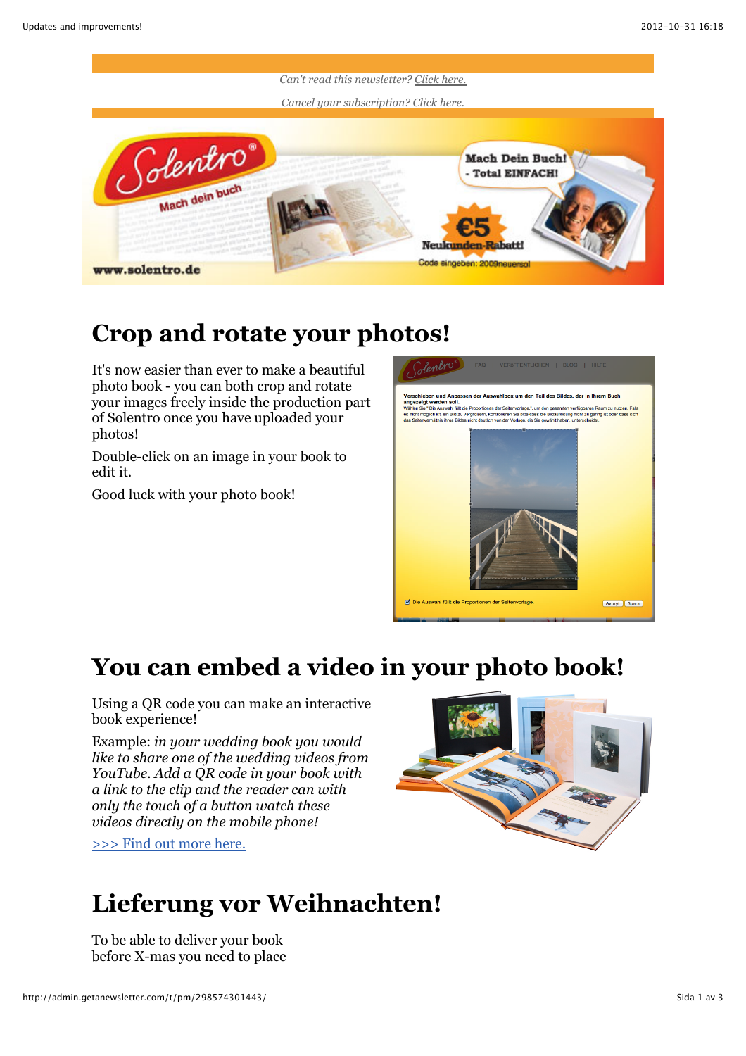*Can't read this newsletter? Click here.*

*Cancel your subscription? Click here.*

# Crop and rotate your photos!

It's now easier than ever to make a beautiful photo book - you can both crop and rotate your images freely inside the production part of Solentro once you have uploaded your photos!

Double-click on an image in your book to edit it.

Good luck with your photo book!

# You can embed a video in your photo book!

Using a QR code you can make an interactive book experience!

Example: *in your wedding book you would like to share one of the wedding videos from YouTube. Add a QR code in your book with a link to the clip and the reader can with only the touch of a button watch these videos directly on the mobile phone!*

[>>> Find out more here.]()

# Lieferung vor Weihnachten!

To be able to deliver your book before X-mas you need to place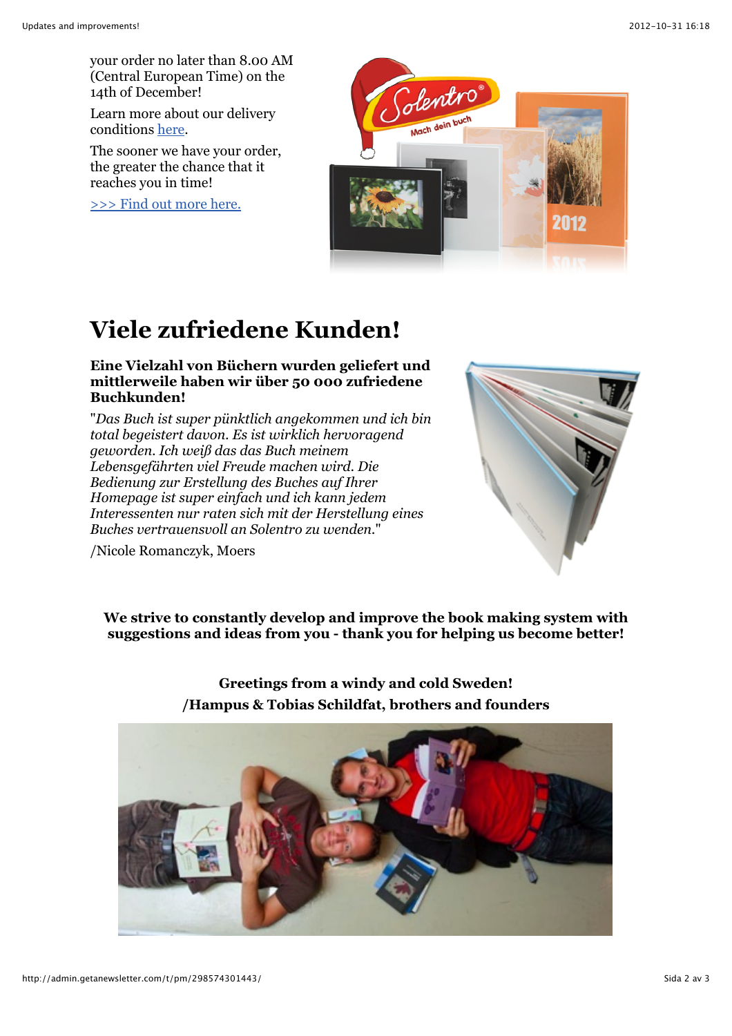your order no later than 8.00 AM (Central European Time) on the 14th of December!

Learn more about our delivery conditions here.

The sooner we have your order, the greater the chance that it reaches you in time!

>>> Find out more here.

# Viele zufriedene Kunden!

**Eine Vielzahl von Büchern wurden geliefert und mittlerweile haben wir über 50 000 zufriedene Buchkunden!**

"*Das Buch ist super pünktlich angekommen und ich bin total begeistert davon. Es ist wirklich hervoragend geworden. Ich weiß das das Buch meinem Lebensgefährten viel Freude machen wird. Die Bedienung zur Erstellung des Buches auf Ihrer Homepage ist super einfach und ich kann jedem Interessenten nur raten sich mit der Herstellung eines Buches vertrauensvoll an Solentro zu wenden.*"

/Nicole Romanczyk, Moers

**We strive to constantly develop and improve the book making system with suggestions and ideas from you - thank you for helping us become better!**

**Greetings from a windy and cold Sweden!**
**/Hampus & Tobias Schildfat, brothers and founders**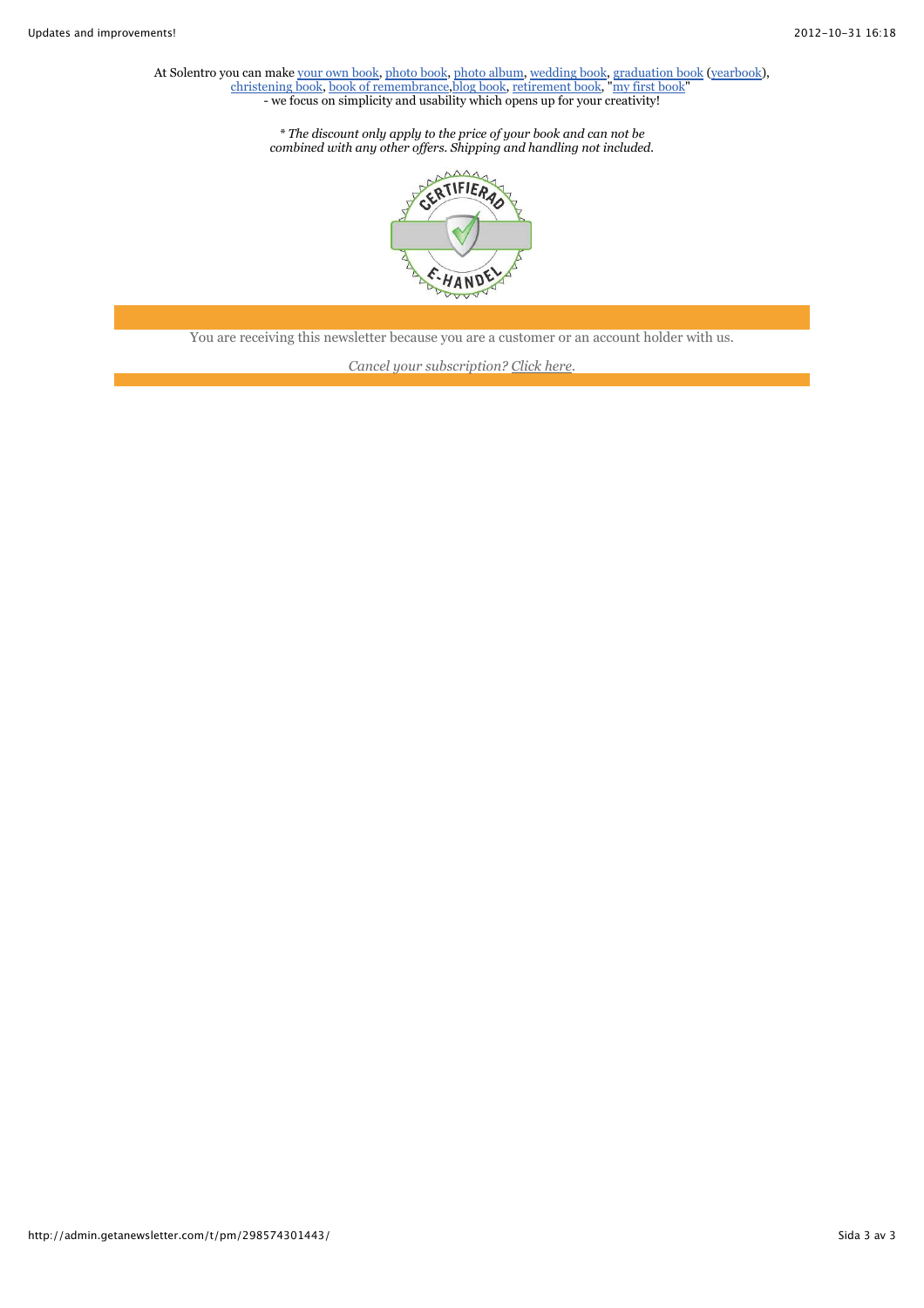At Solentro you can make your own book, photo book, photo album, wedding book, graduation book (yearbook), christening book, book of remembrance,blog book, retirement book, "my first book"
- we focus on simplicity and usability which opens up for your creativity!

*\* The discount only apply to the price of your book and can not be combined with any other offers. Shipping and handling not included.*

You are receiving this newsletter because you are a customer or an account holder with us.

*Cancel your subscription? Click here.*